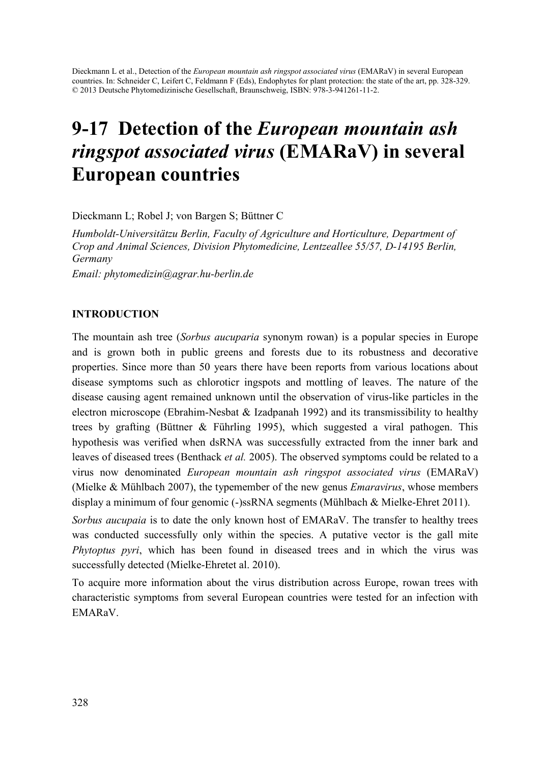Dieckmann L et al., Detection of the *European mountain ash ringspot associated virus* (EMARaV) in several European countries. In: Schneider C, Leifert C, Feldmann F (Eds), Endophytes for plant protection: the state of the art, pp. 328-329. © 2013 Deutsche Phytomedizinische Gesellschaft, Braunschweig, ISBN: 978-3-941261-11-2.

# 9-17 Detection of the *European mountain ash ringspot associated virus* (EMARaV) in several European countries

Dieckmann L; Robel J; von Bargen S; Büttner C

*Humboldt-Universitätzu Berlin, Faculty of Agriculture and Horticulture, Department of Crop and Animal Sciences, Division Phytomedicine, Lentzeallee 55/57, D-14195 Berlin, Germany*

*Email: phytomedizin@agrar.hu-berlin.de*

## INTRODUCTION

The mountain ash tree (*Sorbus aucuparia* synonym rowan) is a popular species in Europe and is grown both in public greens and forests due to its robustness and decorative properties. Since more than 50 years there have been reports from various locations about disease symptoms such as chloroticr ingspots and mottling of leaves. The nature of the disease causing agent remained unknown until the observation of virus-like particles in the electron microscope (Ebrahim-Nesbat & Izadpanah 1992) and its transmissibility to healthy trees by grafting (Büttner & Führling 1995), which suggested a viral pathogen. This hypothesis was verified when dsRNA was successfully extracted from the inner bark and leaves of diseased trees (Benthack *et al.* 2005). The observed symptoms could be related to a virus now denominated *European mountain ash ringspot associated virus* (EMARaV) (Mielke & Mühlbach 2007), the typemember of the new genus *Emaravirus*, whose members display a minimum of four genomic (-)ssRNA segments (Mühlbach & Mielke-Ehret 2011).

*Sorbus aucupaia* is to date the only known host of EMARaV. The transfer to healthy trees was conducted successfully only within the species. A putative vector is the gall mite *Phytoptus pyri*, which has been found in diseased trees and in which the virus was successfully detected (Mielke-Ehretet al. 2010).

To acquire more information about the virus distribution across Europe, rowan trees with characteristic symptoms from several European countries were tested for an infection with EMARaV.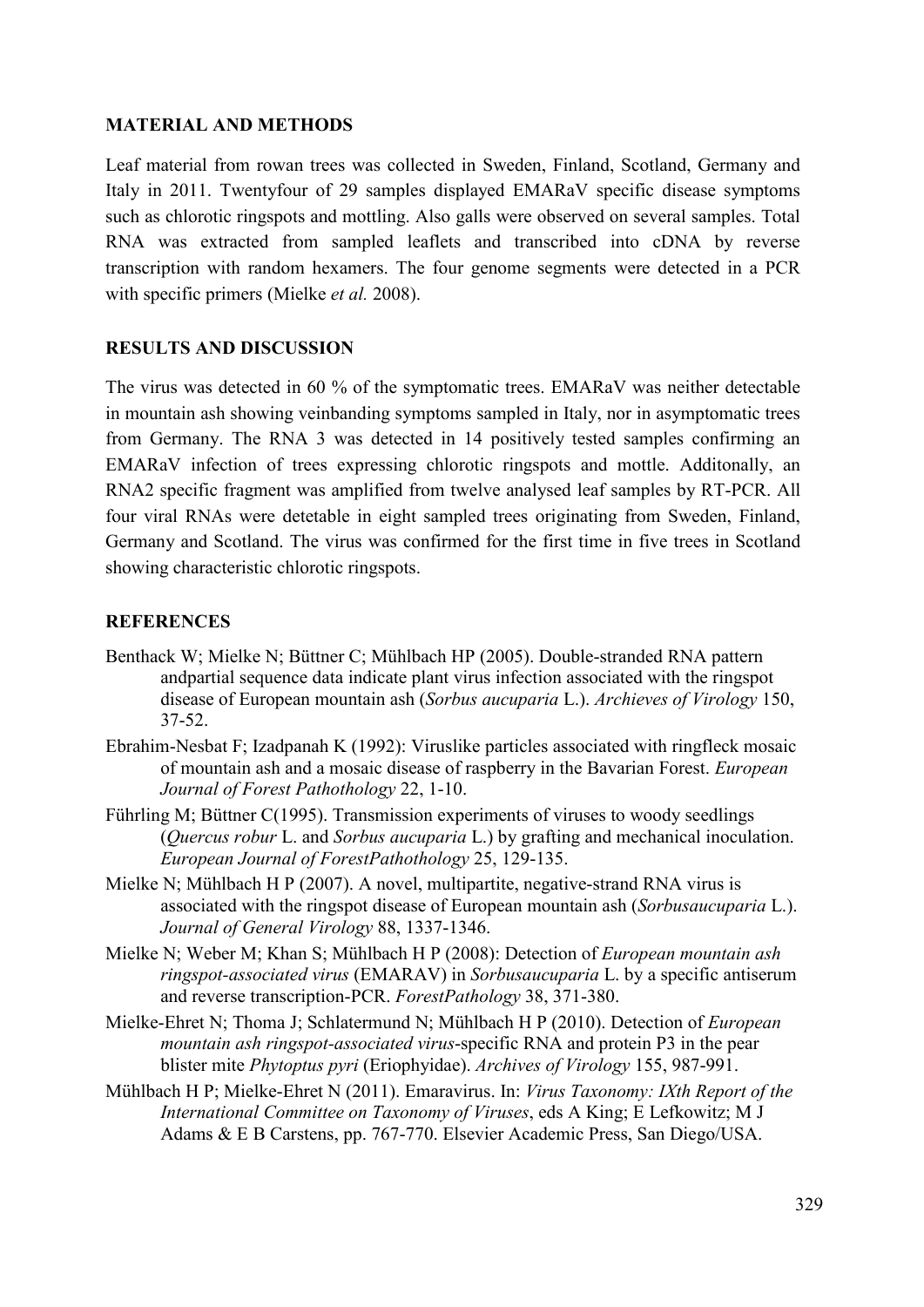## MATERIAL AND METHODS

Leaf material from rowan trees was collected in Sweden, Finland, Scotland, Germany and Italy in 2011. Twentyfour of 29 samples displayed EMARaV specific disease symptoms such as chlorotic ringspots and mottling. Also galls were observed on several samples. Total RNA was extracted from sampled leaflets and transcribed into cDNA by reverse transcription with random hexamers. The four genome segments were detected in a PCR with specific primers (Mielke *et al.* 2008).

## RESULTS AND DISCUSSION

The virus was detected in 60 % of the symptomatic trees. EMARaV was neither detectable in mountain ash showing veinbanding symptoms sampled in Italy, nor in asymptomatic trees from Germany. The RNA 3 was detected in 14 positively tested samples confirming an EMARaV infection of trees expressing chlorotic ringspots and mottle. Additonally, an RNA2 specific fragment was amplified from twelve analysed leaf samples by RT-PCR. All four viral RNAs were detetable in eight sampled trees originating from Sweden, Finland, Germany and Scotland. The virus was confirmed for the first time in five trees in Scotland showing characteristic chlorotic ringspots.

## REFERENCES

Benthack W; Mielke N; Büttner C; Mühlbach HP (2005). Double-stranded RNA pattern andpartial sequence data indicate plant virus infection associated with the ringspot disease of European mountain ash (*Sorbus aucuparia* L.). *Archieves of Virology* 150, 37-52.

Ebrahim-Nesbat F; Izadpanah K (1992): Viruslike particles associated with ringfleck mosaic of mountain ash and a mosaic disease of raspberry in the Bavarian Forest. *European Journal of Forest Pathothology* 22, 1-10.

Führling M; Büttner C(1995). Transmission experiments of viruses to woody seedlings (*Quercus robur* L. and *Sorbus aucuparia* L.) by grafting and mechanical inoculation. *European Journal of ForestPathothology* 25, 129-135.

Mielke N; Mühlbach H P (2007). A novel, multipartite, negative-strand RNA virus is associated with the ringspot disease of European mountain ash (*Sorbusaucuparia* L.). *Journal of General Virology* 88, 1337-1346.

Mielke N; Weber M; Khan S; Mühlbach H P (2008): Detection of *European mountain ash ringspot-associated virus* (EMARAV) in *Sorbusaucuparia* L. by a specific antiserum and reverse transcription-PCR. *ForestPathology* 38, 371-380.

Mielke-Ehret N; Thoma J; Schlatermund N; Mühlbach H P (2010). Detection of *European mountain ash ringspot-associated virus*-specific RNA and protein P3 in the pear blister mite *Phytoptus pyri* (Eriophyidae). *Archives of Virology* 155, 987-991.

Mühlbach H P; Mielke-Ehret N (2011). Emaravirus. In: *Virus Taxonomy: IXth Report of the International Committee on Taxonomy of Viruses*, eds A King; E Lefkowitz; M J Adams & E B Carstens, pp. 767-770. Elsevier Academic Press, San Diego/USA.